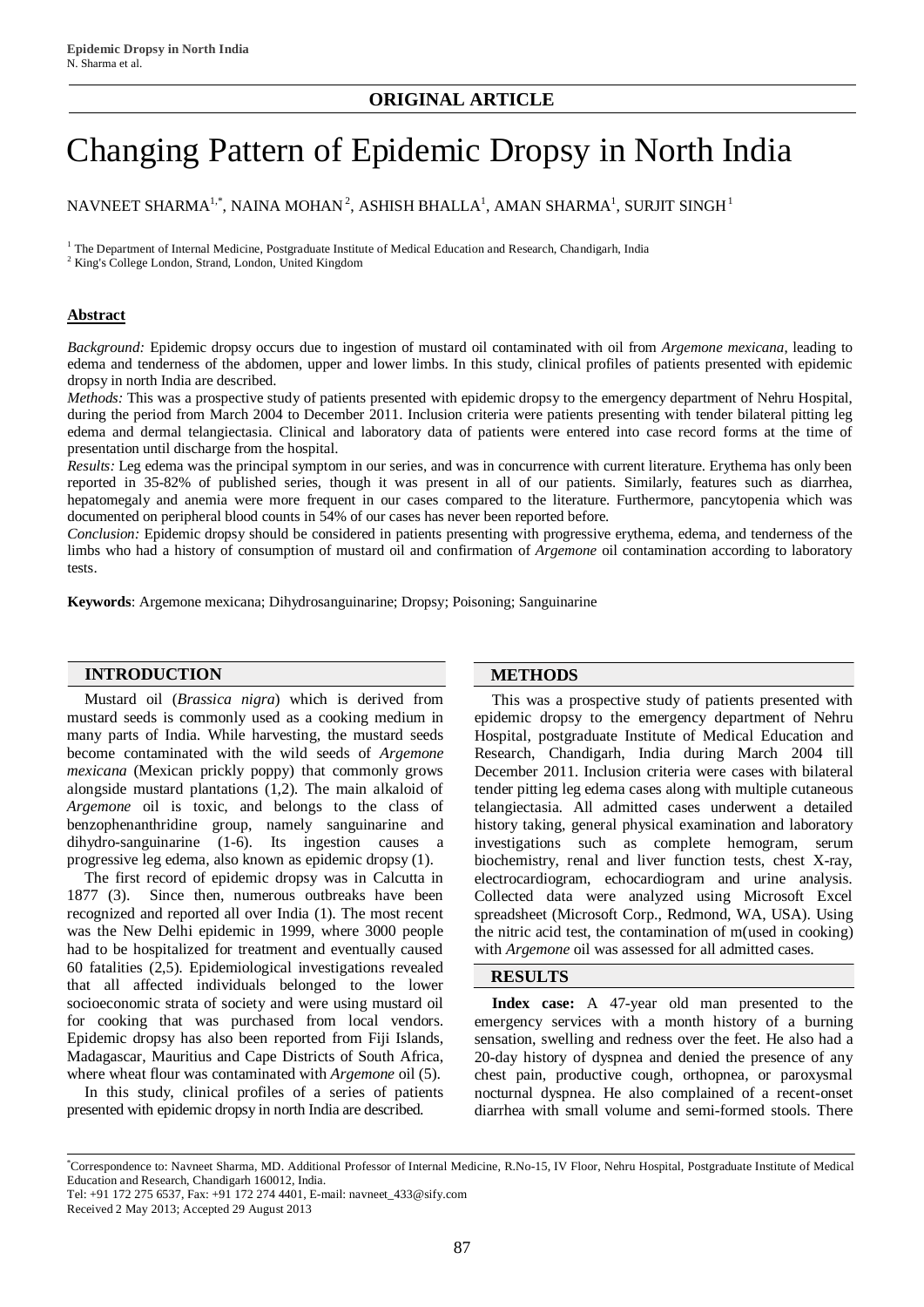**ORIGINAL ARTICLE**

# Changing Pattern of Epidemic Dropsy in North India

NAVNEET SHARMA[1,*], NAINA MOHAN[2], ASHISH BHALLA[1], AMAN SHARMA[1], SURJIT SINGH[1]

[1] The Department of Internal Medicine, Postgraduate Institute of Medical Education and Research, Chandigarh, India

[2] King's College London, Strand, London, United Kingdom

## Abstract

*Background:* Epidemic dropsy occurs due to ingestion of mustard oil contaminated with oil from *Argemone mexicana*, leading to edema and tenderness of the abdomen, upper and lower limbs. In this study, clinical profiles of patients presented with epidemic dropsy in north India are described.

*Methods:* This was a prospective study of patients presented with epidemic dropsy to the emergency department of Nehru Hospital, during the period from March 2004 to December 2011. Inclusion criteria were patients presenting with tender bilateral pitting leg edema and dermal telangiectasia. Clinical and laboratory data of patients were entered into case record forms at the time of presentation until discharge from the hospital.

*Results:* Leg edema was the principal symptom in our series, and was in concurrence with current literature. Erythema has only been reported in 35-82% of published series, though it was present in all of our patients. Similarly, features such as diarrhea, hepatomegaly and anemia were more frequent in our cases compared to the literature. Furthermore, pancytopenia which was documented on peripheral blood counts in 54% of our cases has never been reported before.

*Conclusion:* Epidemic dropsy should be considered in patients presenting with progressive erythema, edema, and tenderness of the limbs who had a history of consumption of mustard oil and confirmation of *Argemone* oil contamination according to laboratory tests.

**Keywords**: Argemone mexicana; Dihydrosanguinarine; Dropsy; Poisoning; Sanguinarine

## INTRODUCTION

Mustard oil (*Brassica nigra*) which is derived from mustard seeds is commonly used as a cooking medium in many parts of India. While harvesting, the mustard seeds become contaminated with the wild seeds of *Argemone mexicana* (Mexican prickly poppy) that commonly grows alongside mustard plantations (1,2). The main alkaloid of *Argemone* oil is toxic, and belongs to the class of benzophenanthridine group, namely sanguinarine and dihydro-sanguinarine (1-6). Its ingestion causes a progressive leg edema, also known as epidemic dropsy (1).

The first record of epidemic dropsy was in Calcutta in 1877 (3). Since then, numerous outbreaks have been recognized and reported all over India (1). The most recent was the New Delhi epidemic in 1999, where 3000 people had to be hospitalized for treatment and eventually caused 60 fatalities (2,5). Epidemiological investigations revealed that all affected individuals belonged to the lower socioeconomic strata of society and were using mustard oil for cooking that was purchased from local vendors. Epidemic dropsy has also been reported from Fiji Islands, Madagascar, Mauritius and Cape Districts of South Africa, where wheat flour was contaminated with *Argemone* oil (5).

In this study, clinical profiles of a series of patients presented with epidemic dropsy in north India are described.

## METHODS

This was a prospective study of patients presented with epidemic dropsy to the emergency department of Nehru Hospital, postgraduate Institute of Medical Education and Research, Chandigarh, India during March 2004 till December 2011. Inclusion criteria were cases with bilateral tender pitting leg edema cases along with multiple cutaneous telangiectasia. All admitted cases underwent a detailed history taking, general physical examination and laboratory investigations such as complete hemogram, serum biochemistry, renal and liver function tests, chest X-ray, electrocardiogram, echocardiogram and urine analysis. Collected data were analyzed using Microsoft Excel spreadsheet (Microsoft Corp., Redmond, WA, USA). Using the nitric acid test, the contamination of m(used in cooking) with *Argemone* oil was assessed for all admitted cases.

## RESULTS

**Index case:** A 47-year old man presented to the emergency services with a month history of a burning sensation, swelling and redness over the feet. He also had a 20-day history of dyspnea and denied the presence of any chest pain, productive cough, orthopnea, or paroxysmal nocturnal dyspnea. He also complained of a recent-onset diarrhea with small volume and semi-formed stools. There

[*] Correspondence to: Navneet Sharma, MD. Additional Professor of Internal Medicine, R.No-15, IV Floor, Nehru Hospital, Postgraduate Institute of Medical Education and Research, Chandigarh 160012, India.
Tel: +91 172 275 6537, Fax: +91 172 274 4401, E-mail: navneet_433@sify.com
Received 2 May 2013; Accepted 29 August 2013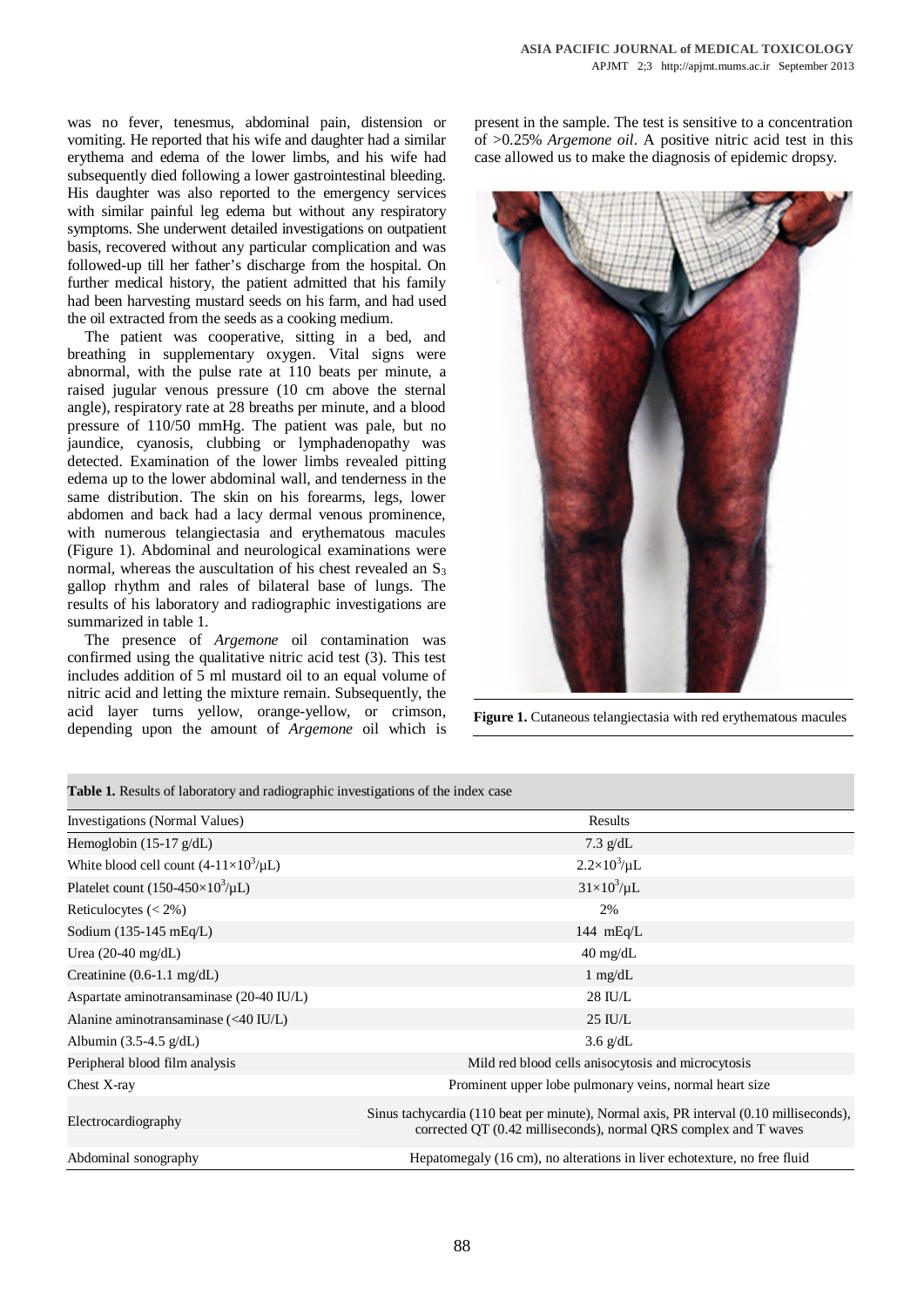was no fever, tenesmus, abdominal pain, distension or vomiting. He reported that his wife and daughter had a similar erythema and edema of the lower limbs, and his wife had subsequently died following a lower gastrointestinal bleeding. His daughter was also reported to the emergency services with similar painful leg edema but without any respiratory symptoms. She underwent detailed investigations on outpatient basis, recovered without any particular complication and was followed-up till her father's discharge from the hospital. On further medical history, the patient admitted that his family had been harvesting mustard seeds on his farm, and had used the oil extracted from the seeds as a cooking medium.

The patient was cooperative, sitting in a bed, and breathing in supplementary oxygen. Vital signs were abnormal, with the pulse rate at 110 beats per minute, a raised jugular venous pressure (10 cm above the sternal angle), respiratory rate at 28 breaths per minute, and a blood pressure of 110/50 mmHg. The patient was pale, but no jaundice, cyanosis, clubbing or lymphadenopathy was detected. Examination of the lower limbs revealed pitting edema up to the lower abdominal wall, and tenderness in the same distribution. The skin on his forearms, legs, lower abdomen and back had a lacy dermal venous prominence, with numerous telangiectasia and erythematous macules (Figure 1). Abdominal and neurological examinations were normal, whereas the auscultation of his chest revealed an $S_3$ gallop rhythm and rales of bilateral base of lungs. The results of his laboratory and radiographic investigations are summarized in table 1.

The presence of *Argemone* oil contamination was confirmed using the qualitative nitric acid test (3). This test includes addition of 5 ml mustard oil to an equal volume of nitric acid and letting the mixture remain. Subsequently, the acid layer turns yellow, orange-yellow, or crimson, depending upon the amount of *Argemone* oil which is present in the sample. The test is sensitive to a concentration of >0.25% *Argemone oil*. A positive nitric acid test in this case allowed us to make the diagnosis of epidemic dropsy.

**Figure 1.** Cutaneous telangiectasia with red erythematous macules

**Table 1.** Results of laboratory and radiographic investigations of the index case

| Investigations (Normal Values) | Results |
|---|---|
| Hemoglobin (15-17 g/dL) | 7.3 g/dL |
| White blood cell count ($4\text{-}11\times10^3/\mu L$) | $2.2\times10^3/\mu L$ |
| Platelet count ($150\text{-}450\times10^3/\mu L$) | $31\times10^3/\mu L$ |
| Reticulocytes (< 2%) | 2% |
| Sodium (135-145 mEq/L) | 144 mEq/L |
| Urea (20-40 mg/dL) | 40 mg/dL |
| Creatinine (0.6-1.1 mg/dL) | 1 mg/dL |
| Aspartate aminotransaminase (20-40 IU/L) | 28 IU/L |
| Alanine aminotransaminase (<40 IU/L) | 25 IU/L |
| Albumin (3.5-4.5 g/dL) | 3.6 g/dL |
| Peripheral blood film analysis | Mild red blood cells anisocytosis and microcytosis |
| Chest X-ray | Prominent upper lobe pulmonary veins, normal heart size |
| Electrocardiography | Sinus tachycardia (110 beat per minute), Normal axis, PR interval (0.10 milliseconds), corrected QT (0.42 milliseconds), normal QRS complex and T waves |
| Abdominal sonography | Hepatomegaly (16 cm), no alterations in liver echotexture, no free fluid |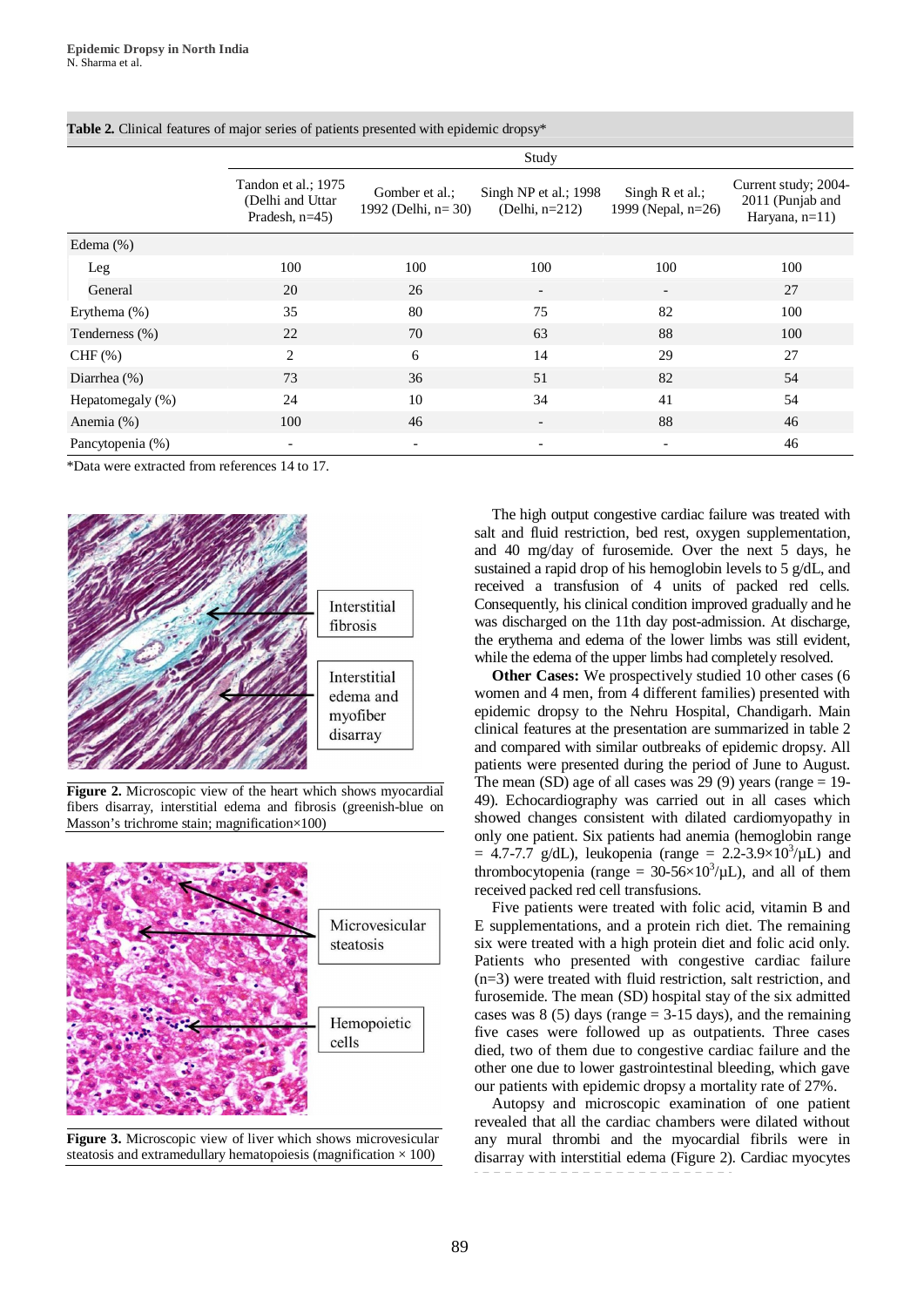**Table 2.** Clinical features of major series of patients presented with epidemic dropsy*

| | Study | | | | |
|---|---|---|---|---|---|
| | Tandon et al.; 1975 (Delhi and Uttar Pradesh, n=45) | Gomber et al.; 1992 (Delhi, n= 30) | Singh NP et al.; 1998 (Delhi, n=212) | Singh R et al.; 1999 (Nepal, n=26) | Current study; 2004-2011 (Punjab and Haryana, n=11) |
| Edema (%) | | | | | |
| Leg | 100 | 100 | 100 | 100 | 100 |
| General | 20 | 26 | - | - | 27 |
| Erythema (%) | 35 | 80 | 75 | 82 | 100 |
| Tenderness (%) | 22 | 70 | 63 | 88 | 100 |
| CHF (%) | 2 | 6 | 14 | 29 | 27 |
| Diarrhea (%) | 73 | 36 | 51 | 82 | 54 |
| Hepatomegaly (%) | 24 | 10 | 34 | 41 | 54 |
| Anemia (%) | 100 | 46 | - | 88 | 46 |
| Pancytopenia (%) | - | - | - | - | 46 |

*Data were extracted from references 14 to 17.

**Figure 2.** Microscopic view of the heart which shows myocardial fibers disarray, interstitial edema and fibrosis (greenish-blue on Masson's trichrome stain; magnification×100)

**Figure 3.** Microscopic view of liver which shows microvesicular steatosis and extramedullary hematopoiesis (magnification × 100)

The high output congestive cardiac failure was treated with salt and fluid restriction, bed rest, oxygen supplementation, and 40 mg/day of furosemide. Over the next 5 days, he sustained a rapid drop of his hemoglobin levels to 5 g/dL, and received a transfusion of 4 units of packed red cells. Consequently, his clinical condition improved gradually and he was discharged on the 11th day post-admission. At discharge, the erythema and edema of the lower limbs was still evident, while the edema of the upper limbs had completely resolved.

**Other Cases:** We prospectively studied 10 other cases (6 women and 4 men, from 4 different families) presented with epidemic dropsy to the Nehru Hospital, Chandigarh. Main clinical features at the presentation are summarized in table 2 and compared with similar outbreaks of epidemic dropsy. All patients were presented during the period of June to August. The mean (SD) age of all cases was 29 (9) years (range = 19-49). Echocardiography was carried out in all cases which showed changes consistent with dilated cardiomyopathy in only one patient. Six patients had anemia (hemoglobin range = 4.7-7.7 g/dL), leukopenia (range = $2.2\text{-}3.9\times10^3/\mu L$) and thrombocytopenia (range = $30\text{-}56\times10^3/\mu L$), and all of them received packed red cell transfusions.

Five patients were treated with folic acid, vitamin B and E supplementations, and a protein rich diet. The remaining six were treated with a high protein diet and folic acid only. Patients who presented with congestive cardiac failure (n=3) were treated with fluid restriction, salt restriction, and furosemide. The mean (SD) hospital stay of the six admitted cases was 8 (5) days (range = 3-15 days), and the remaining five cases were followed up as outpatients. Three cases died, two of them due to congestive cardiac failure and the other one due to lower gastrointestinal bleeding, which gave our patients with epidemic dropsy a mortality rate of 27%.

Autopsy and microscopic examination of one patient revealed that all the cardiac chambers were dilated without any mural thrombi and the myocardial fibrils were in disarray with interstitial edema (Figure 2). Cardiac myocytes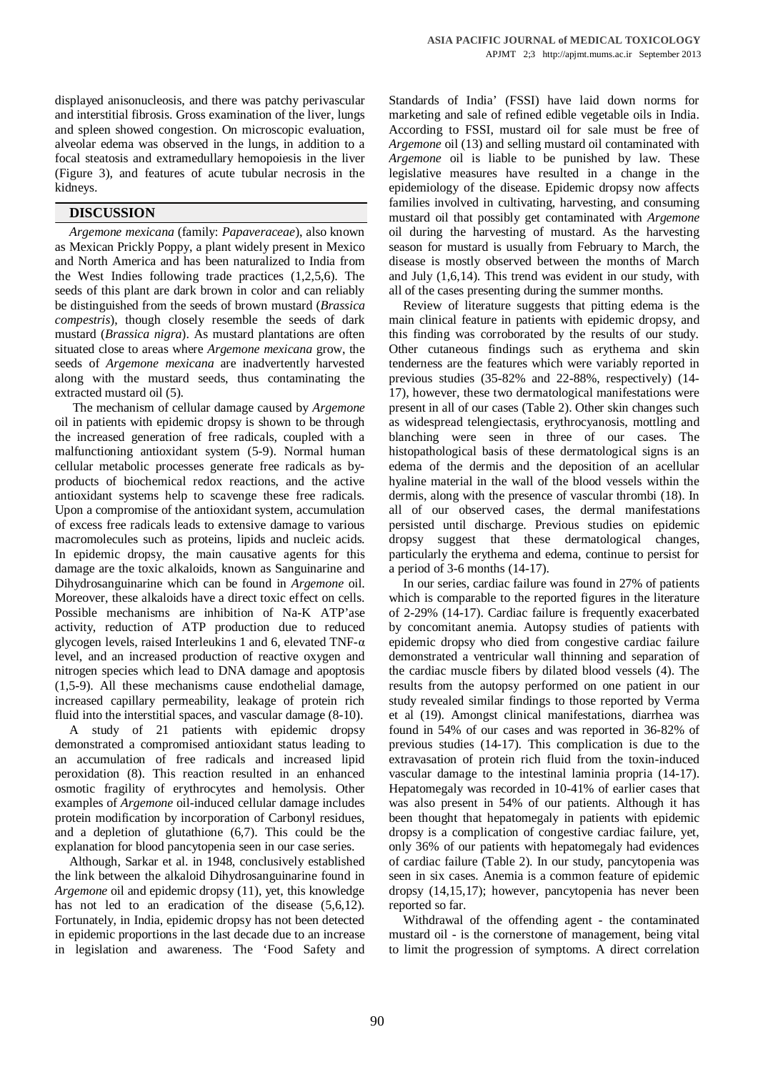displayed anisonucleosis, and there was patchy perivascular and interstitial fibrosis. Gross examination of the liver, lungs and spleen showed congestion. On microscopic evaluation, alveolar edema was observed in the lungs, in addition to a focal steatosis and extramedullary hemopoiesis in the liver (Figure 3), and features of acute tubular necrosis in the kidneys.

## DISCUSSION

*Argemone mexicana* (family: *Papaveraceae*), also known as Mexican Prickly Poppy, a plant widely present in Mexico and North America and has been naturalized to India from the West Indies following trade practices (1,2,5,6). The seeds of this plant are dark brown in color and can reliably be distinguished from the seeds of brown mustard (*Brassica compestris*), though closely resemble the seeds of dark mustard (*Brassica nigra*). As mustard plantations are often situated close to areas where *Argemone mexicana* grow, the seeds of *Argemone mexicana* are inadvertently harvested along with the mustard seeds, thus contaminating the extracted mustard oil (5).

The mechanism of cellular damage caused by *Argemone* oil in patients with epidemic dropsy is shown to be through the increased generation of free radicals, coupled with a malfunctioning antioxidant system (5-9). Normal human cellular metabolic processes generate free radicals as by-products of biochemical redox reactions, and the active antioxidant systems help to scavenge these free radicals. Upon a compromise of the antioxidant system, accumulation of excess free radicals leads to extensive damage to various macromolecules such as proteins, lipids and nucleic acids. In epidemic dropsy, the main causative agents for this damage are the toxic alkaloids, known as Sanguinarine and Dihydrosanguinarine which can be found in *Argemone* oil. Moreover, these alkaloids have a direct toxic effect on cells. Possible mechanisms are inhibition of Na-K ATP'ase activity, reduction of ATP production due to reduced glycogen levels, raised Interleukins 1 and 6, elevated TNF-α level, and an increased production of reactive oxygen and nitrogen species which lead to DNA damage and apoptosis (1,5-9). All these mechanisms cause endothelial damage, increased capillary permeability, leakage of protein rich fluid into the interstitial spaces, and vascular damage (8-10).

A study of 21 patients with epidemic dropsy demonstrated a compromised antioxidant status leading to an accumulation of free radicals and increased lipid peroxidation (8). This reaction resulted in an enhanced osmotic fragility of erythrocytes and hemolysis. Other examples of *Argemone* oil-induced cellular damage includes protein modification by incorporation of Carbonyl residues, and a depletion of glutathione (6,7). This could be the explanation for blood pancytopenia seen in our case series.

Although, Sarkar et al. in 1948, conclusively established the link between the alkaloid Dihydrosanguinarine found in *Argemone* oil and epidemic dropsy (11), yet, this knowledge has not led to an eradication of the disease (5,6,12). Fortunately, in India, epidemic dropsy has not been detected in epidemic proportions in the last decade due to an increase in legislation and awareness. The 'Food Safety and Standards of India' (FSSI) have laid down norms for marketing and sale of refined edible vegetable oils in India. According to FSSI, mustard oil for sale must be free of *Argemone* oil (13) and selling mustard oil contaminated with *Argemone* oil is liable to be punished by law. These legislative measures have resulted in a change in the epidemiology of the disease. Epidemic dropsy now affects families involved in cultivating, harvesting, and consuming mustard oil that possibly get contaminated with *Argemone* oil during the harvesting of mustard. As the harvesting season for mustard is usually from February to March, the disease is mostly observed between the months of March and July (1,6,14). This trend was evident in our study, with all of the cases presenting during the summer months.

Review of literature suggests that pitting edema is the main clinical feature in patients with epidemic dropsy, and this finding was corroborated by the results of our study. Other cutaneous findings such as erythema and skin tenderness are the features which were variably reported in previous studies (35-82% and 22-88%, respectively) (14-17), however, these two dermatological manifestations were present in all of our cases (Table 2). Other skin changes such as widespread telengiectasis, erythrocyanosis, mottling and blanching were seen in three of our cases. The histopathological basis of these dermatological signs is an edema of the dermis and the deposition of an acellular hyaline material in the wall of the blood vessels within the dermis, along with the presence of vascular thrombi (18). In all of our observed cases, the dermal manifestations persisted until discharge. Previous studies on epidemic dropsy suggest that these dermatological changes, particularly the erythema and edema, continue to persist for a period of 3-6 months (14-17).

In our series, cardiac failure was found in 27% of patients which is comparable to the reported figures in the literature of 2-29% (14-17). Cardiac failure is frequently exacerbated by concomitant anemia. Autopsy studies of patients with epidemic dropsy who died from congestive cardiac failure demonstrated a ventricular wall thinning and separation of the cardiac muscle fibers by dilated blood vessels (4). The results from the autopsy performed on one patient in our study revealed similar findings to those reported by Verma et al (19). Amongst clinical manifestations, diarrhea was found in 54% of our cases and was reported in 36-82% of previous studies (14-17). This complication is due to the extravasation of protein rich fluid from the toxin-induced vascular damage to the intestinal laminia propria (14-17). Hepatomegaly was recorded in 10-41% of earlier cases that was also present in 54% of our patients. Although it has been thought that hepatomegaly in patients with epidemic dropsy is a complication of congestive cardiac failure, yet, only 36% of our patients with hepatomegaly had evidences of cardiac failure (Table 2). In our study, pancytopenia was seen in six cases. Anemia is a common feature of epidemic dropsy (14,15,17); however, pancytopenia has never been reported so far.

Withdrawal of the offending agent - the contaminated mustard oil - is the cornerstone of management, being vital to limit the progression of symptoms. A direct correlation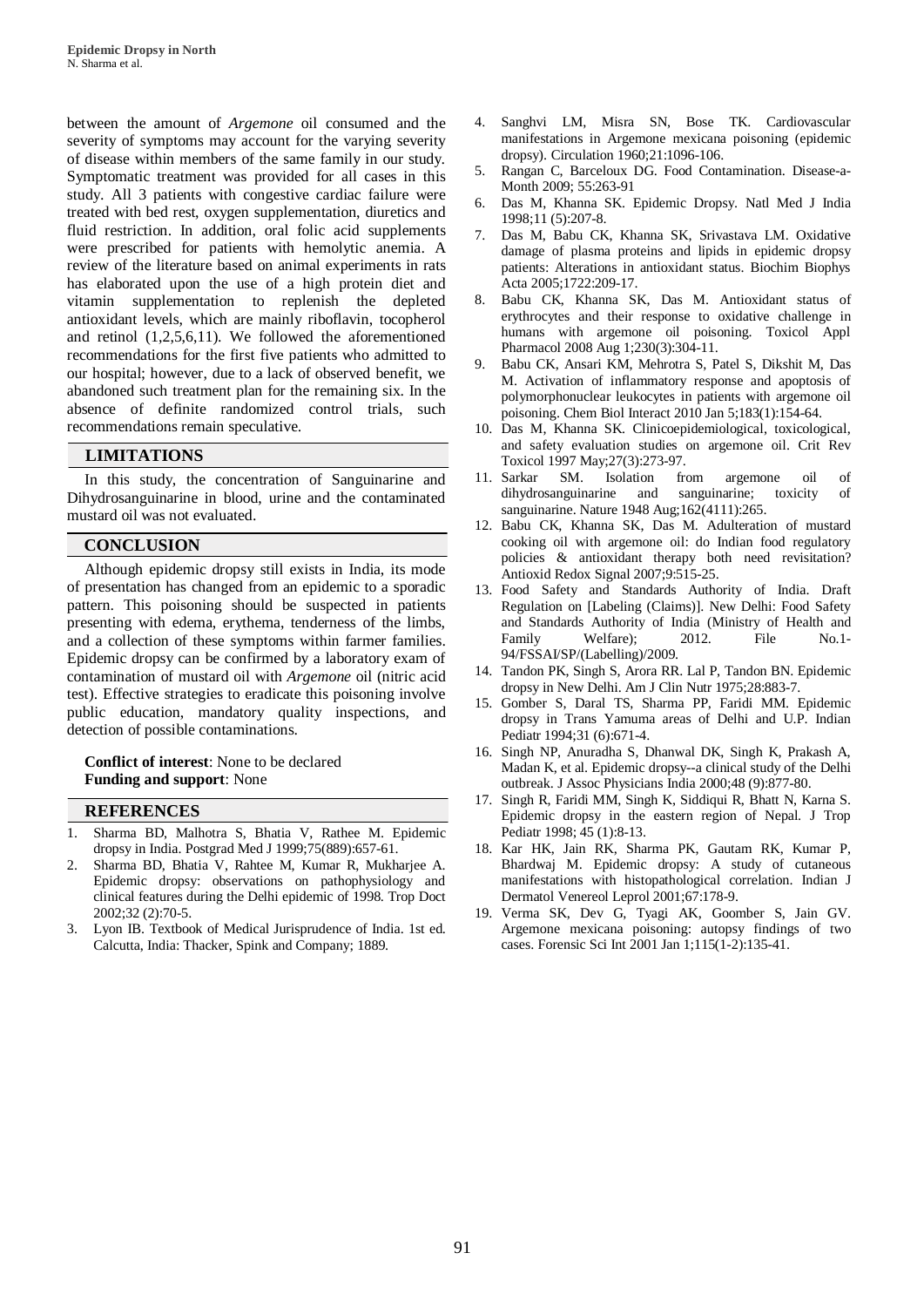between the amount of *Argemone* oil consumed and the severity of symptoms may account for the varying severity of disease within members of the same family in our study. Symptomatic treatment was provided for all cases in this study. All 3 patients with congestive cardiac failure were treated with bed rest, oxygen supplementation, diuretics and fluid restriction. In addition, oral folic acid supplements were prescribed for patients with hemolytic anemia. A review of the literature based on animal experiments in rats has elaborated upon the use of a high protein diet and vitamin supplementation to replenish the depleted antioxidant levels, which are mainly riboflavin, tocopherol and retinol (1,2,5,6,11). We followed the aforementioned recommendations for the first five patients who admitted to our hospital; however, due to a lack of observed benefit, we abandoned such treatment plan for the remaining six. In the absence of definite randomized control trials, such recommendations remain speculative.

## LIMITATIONS

In this study, the concentration of Sanguinarine and Dihydrosanguinarine in blood, urine and the contaminated mustard oil was not evaluated.

## CONCLUSION

Although epidemic dropsy still exists in India, its mode of presentation has changed from an epidemic to a sporadic pattern. This poisoning should be suspected in patients presenting with edema, erythema, tenderness of the limbs, and a collection of these symptoms within farmer families. Epidemic dropsy can be confirmed by a laboratory exam of contamination of mustard oil with *Argemone* oil (nitric acid test). Effective strategies to eradicate this poisoning involve public education, mandatory quality inspections, and detection of possible contaminations.

**Conflict of interest**: None to be declared
**Funding and support**: None

## REFERENCES

1. Sharma BD, Malhotra S, Bhatia V, Rathee M. Epidemic dropsy in India. Postgrad Med J 1999;75(889):657-61.
2. Sharma BD, Bhatia V, Rahtee M, Kumar R, Mukharjee A. Epidemic dropsy: observations on pathophysiology and clinical features during the Delhi epidemic of 1998. Trop Doct 2002;32 (2):70-5.
3. Lyon IB. Textbook of Medical Jurisprudence of India. 1st ed. Calcutta, India: Thacker, Spink and Company; 1889.
4. Sanghvi LM, Misra SN, Bose TK. Cardiovascular manifestations in Argemone mexicana poisoning (epidemic dropsy). Circulation 1960;21:1096-106.
5. Rangan C, Barceloux DG. Food Contamination. Disease-a-Month 2009; 55:263-91
6. Das M, Khanna SK. Epidemic Dropsy. Natl Med J India 1998;11 (5):207-8.
7. Das M, Babu CK, Khanna SK, Srivastava LM. Oxidative damage of plasma proteins and lipids in epidemic dropsy patients: Alterations in antioxidant status. Biochim Biophys Acta 2005;1722:209-17.
8. Babu CK, Khanna SK, Das M. Antioxidant status of erythrocytes and their response to oxidative challenge in humans with argemone oil poisoning. Toxicol Appl Pharmacol 2008 Aug 1;230(3):304-11.
9. Babu CK, Ansari KM, Mehrotra S, Patel S, Dikshit M, Das M. Activation of inflammatory response and apoptosis of polymorphonuclear leukocytes in patients with argemone oil poisoning. Chem Biol Interact 2010 Jan 5;183(1):154-64.
10. Das M, Khanna SK. Clinicoepidemiological, toxicological, and safety evaluation studies on argemone oil. Crit Rev Toxicol 1997 May;27(3):273-97.
11. Sarkar SM. Isolation from argemone oil of dihydrosanguinarine and sanguinarine; toxicity of sanguinarine. Nature 1948 Aug;162(4111):265.
12. Babu CK, Khanna SK, Das M. Adulteration of mustard cooking oil with argemone oil: do Indian food regulatory policies & antioxidant therapy both need revisitation? Antioxid Redox Signal 2007;9:515-25.
13. Food Safety and Standards Authority of India. Draft Regulation on [Labeling (Claims)]. New Delhi: Food Safety and Standards Authority of India (Ministry of Health and Family Welfare); 2012. File No.1-94/FSSAI/SP/(Labelling)/2009.
14. Tandon PK, Singh S, Arora RR. Lal P, Tandon BN. Epidemic dropsy in New Delhi. Am J Clin Nutr 1975;28:883-7.
15. Gomber S, Daral TS, Sharma PP, Faridi MM. Epidemic dropsy in Trans Yamuma areas of Delhi and U.P. Indian Pediatr 1994;31 (6):671-4.
16. Singh NP, Anuradha S, Dhanwal DK, Singh K, Prakash A, Madan K, et al. Epidemic dropsy--a clinical study of the Delhi outbreak. J Assoc Physicians India 2000;48 (9):877-80.
17. Singh R, Faridi MM, Singh K, Siddiqui R, Bhatt N, Karna S. Epidemic dropsy in the eastern region of Nepal. J Trop Pediatr 1998; 45 (1):8-13.
18. Kar HK, Jain RK, Sharma PK, Gautam RK, Kumar P, Bhardwaj M. Epidemic dropsy: A study of cutaneous manifestations with histopathological correlation. Indian J Dermatol Venereol Leprol 2001;67:178-9.
19. Verma SK, Dev G, Tyagi AK, Goomber S, Jain GV. Argemone mexicana poisoning: autopsy findings of two cases. Forensic Sci Int 2001 Jan 1;115(1-2):135-41.